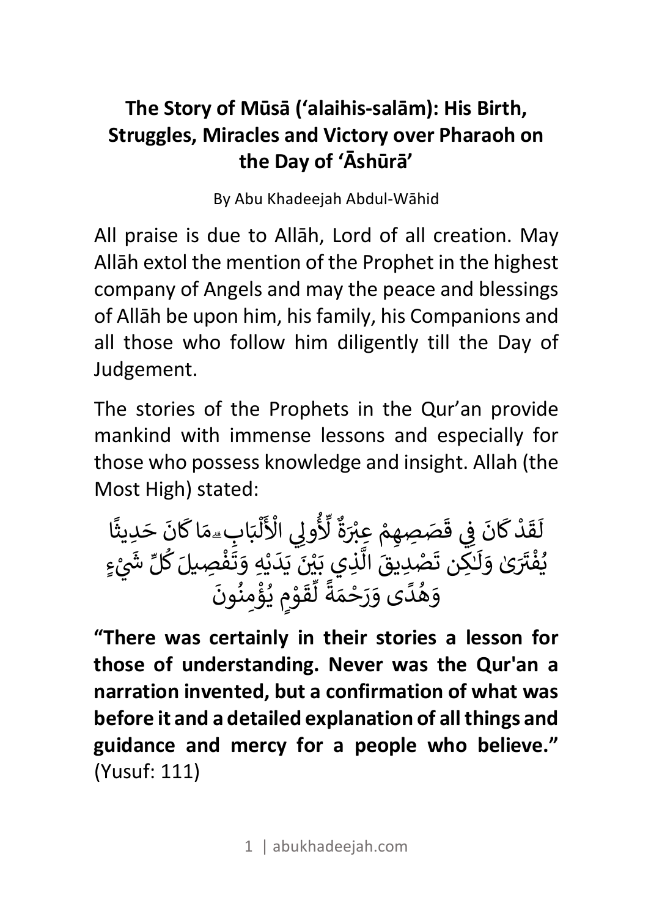# The Story of Mūsā (‘alaihis-salām): His Birth, Struggles, Miracles and Victory over Pharaoh on the Day of ‘Āshūrā’

By Abu Khadeejah Abdul-Wāhid

All praise is due to Allāh, Lord of all creation. May Allāh extol the mention of the Prophet in the highest company of Angels and may the peace and blessings of Allāh be upon him, his family, his Companions and all those who follow him diligently till the Day of Judgement.

The stories of the Prophets in the Qur’an provide mankind with immense lessons and especially for those who possess knowledge and insight. Allah (the Most High) stated:

لَقَدْ كَانَ فِي قَصَصِهِمْ عِبْرَةٌ لِّأُولِي الْأَلْبَابِ ۗ مَا كَانَ حَدِيثًا يُفْتَرَىٰ وَلَٰكِن تَصْدِيقَ الَّذِي بَيْنَ يَدَيْهِ وَتَفْصِيلَ كُلِّ شَيْءٍ وَهُدًى وَرَحْمَةً لِّقَوْمٍ يُؤْمِنُونَ

**“There was certainly in their stories a lesson for those of understanding. Never was the Qur'an a narration invented, but a confirmation of what was before it and a detailed explanation of all things and guidance and mercy for a people who believe.”** (Yusuf: 111)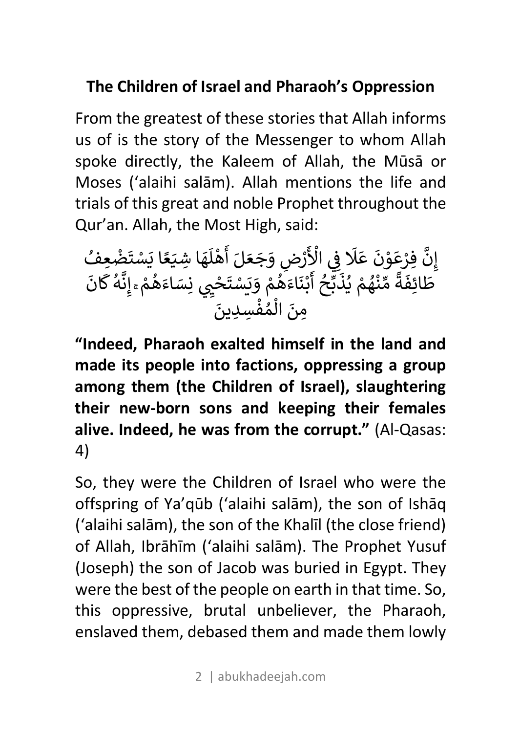## The Children of Israel and Pharaoh's Oppression

From the greatest of these stories that Allah informs us of is the story of the Messenger to whom Allah spoke directly, the Kaleem of Allah, the Mūsā or Moses ('alaihi salām). Allah mentions the life and trials of this great and noble Prophet throughout the Qur'an. Allah, the Most High, said:

إِنَّ فِرْعَوْنَ عَلَا فِي الْأَرْضِ وَجَعَلَ أَهْلَهَا شِيَعًا يَسْتَضْعِفُ طَائِفَةً مِّنْهُمْ يُذَبِّحُ أَبْنَاءَهُمْ وَيَسْتَحْيِي نِسَاءَهُمْ ۚ إِنَّهُ كَانَ مِنَ الْمُفْسِدِينَ

**"Indeed, Pharaoh exalted himself in the land and made its people into factions, oppressing a group among them (the Children of Israel), slaughtering their new-born sons and keeping their females alive. Indeed, he was from the corrupt."** (Al-Qasas: 4)

So, they were the Children of Israel who were the offspring of Ya'qūb ('alaihi salām), the son of Ishāq ('alaihi salām), the son of the Khalīl (the close friend) of Allah, Ibrāhīm ('alaihi salām). The Prophet Yusuf (Joseph) the son of Jacob was buried in Egypt. They were the best of the people on earth in that time. So, this oppressive, brutal unbeliever, the Pharaoh, enslaved them, debased them and made them lowly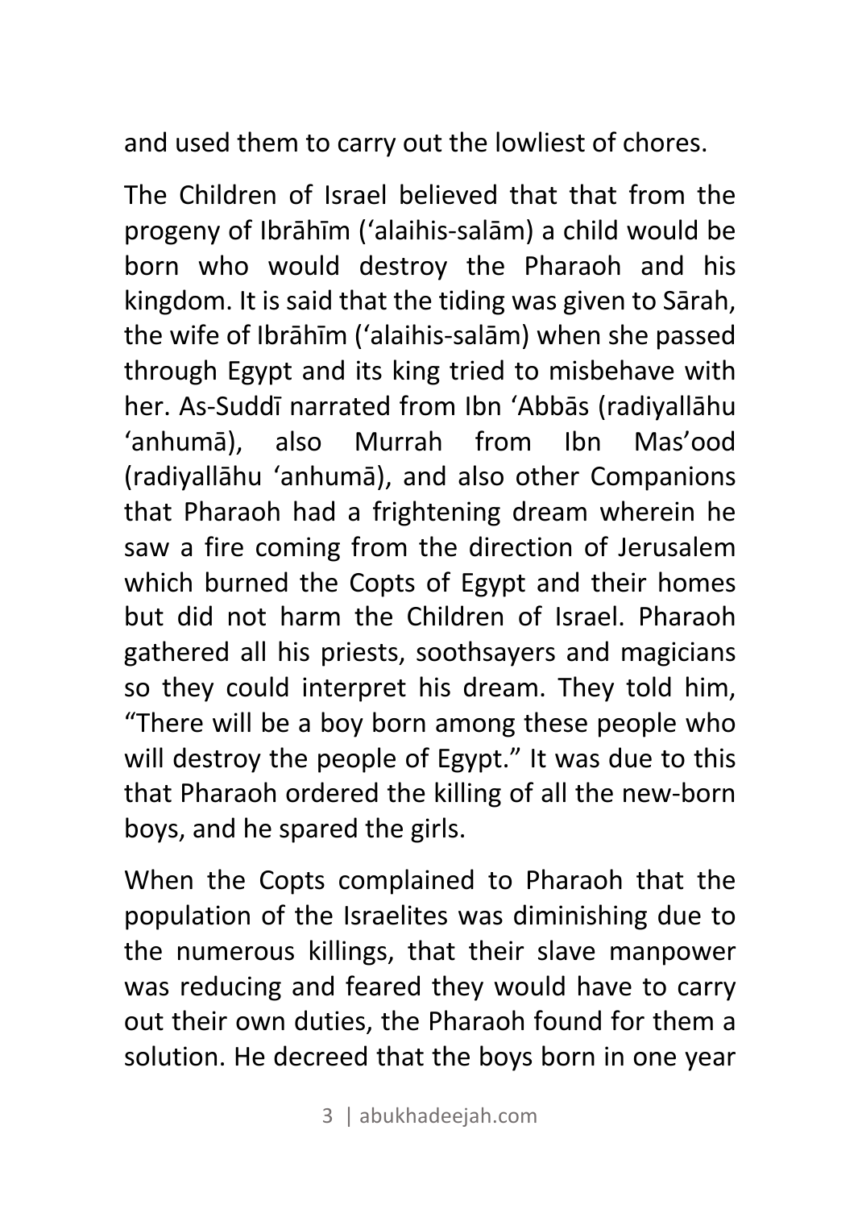and used them to carry out the lowliest of chores.

The Children of Israel believed that that from the progeny of Ibrāhīm (ʻalaihis-salām) a child would be born who would destroy the Pharaoh and his kingdom. It is said that the tiding was given to Sārah, the wife of Ibrāhīm (ʻalaihis-salām) when she passed through Egypt and its king tried to misbehave with her. As-Suddī narrated from Ibn ʻAbbās (radiyallāhu ʻanhumā), also Murrah from Ibn Mas'ood (radiyallāhu ʻanhumā), and also other Companions that Pharaoh had a frightening dream wherein he saw a fire coming from the direction of Jerusalem which burned the Copts of Egypt and their homes but did not harm the Children of Israel. Pharaoh gathered all his priests, soothsayers and magicians so they could interpret his dream. They told him, "There will be a boy born among these people who will destroy the people of Egypt." It was due to this that Pharaoh ordered the killing of all the new-born boys, and he spared the girls.

When the Copts complained to Pharaoh that the population of the Israelites was diminishing due to the numerous killings, that their slave manpower was reducing and feared they would have to carry out their own duties, the Pharaoh found for them a solution. He decreed that the boys born in one year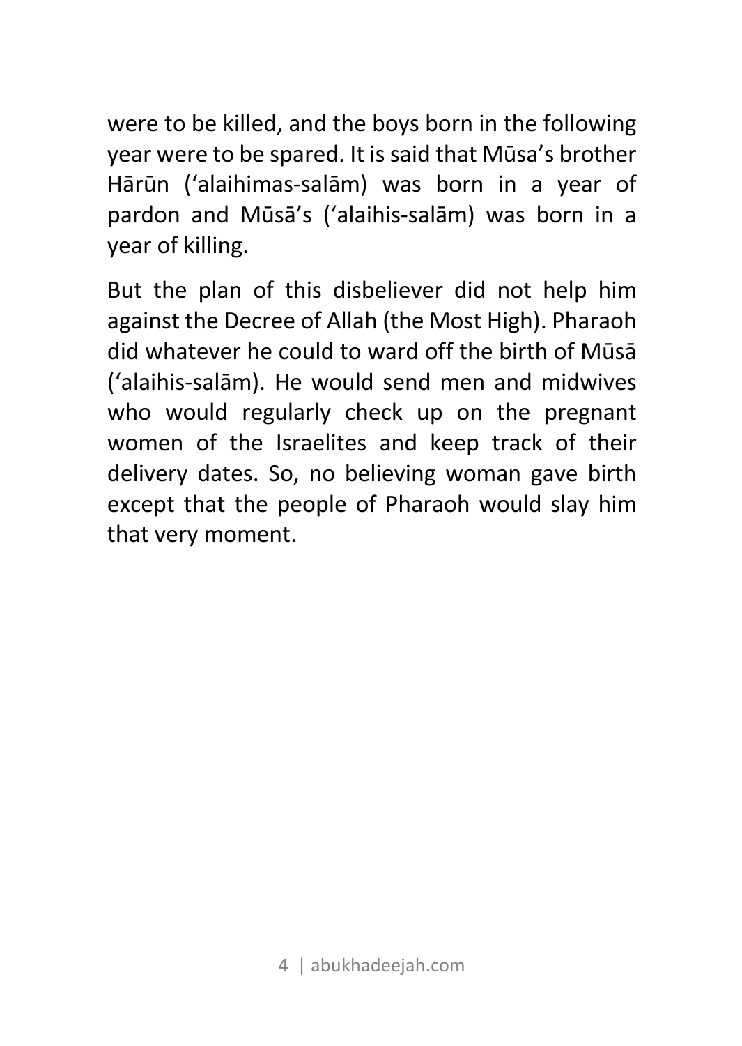were to be killed, and the boys born in the following year were to be spared. It is said that Mūsa's brother Hārūn ('alaihimas-salām) was born in a year of pardon and Mūsā's ('alaihis-salām) was born in a year of killing.

But the plan of this disbeliever did not help him against the Decree of Allah (the Most High). Pharaoh did whatever he could to ward off the birth of Mūsā ('alaihis-salām). He would send men and midwives who would regularly check up on the pregnant women of the Israelites and keep track of their delivery dates. So, no believing woman gave birth except that the people of Pharaoh would slay him that very moment.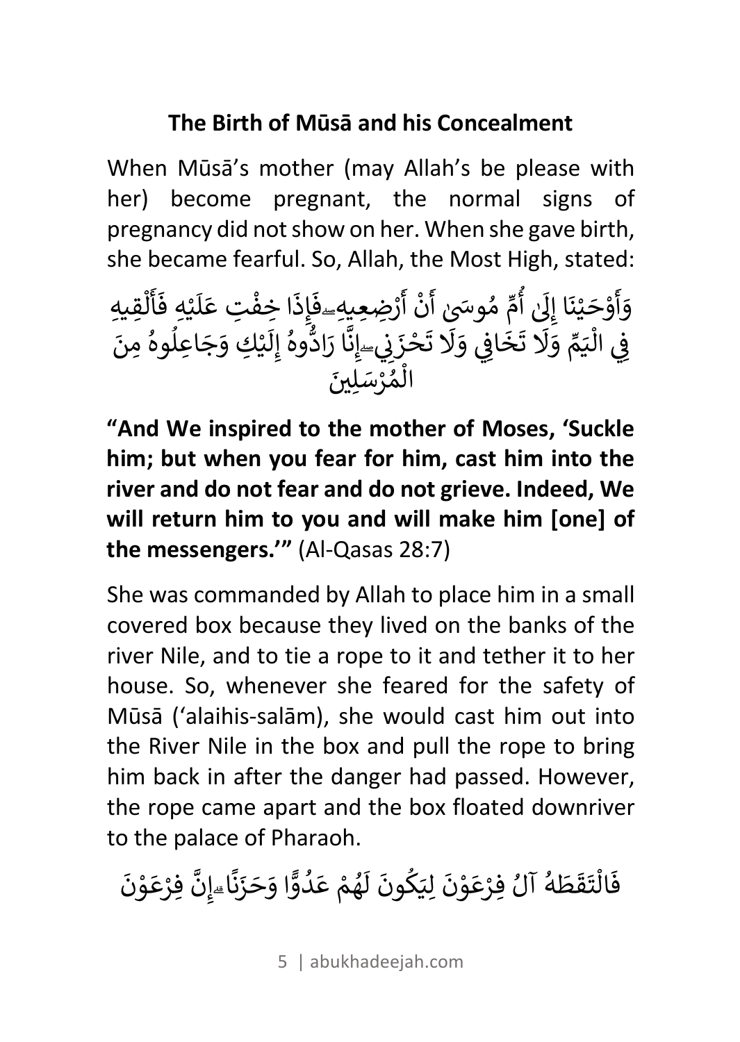## The Birth of Mūsā and his Concealment

When Mūsā's mother (may Allah's be please with her) become pregnant, the normal signs of pregnancy did not show on her. When she gave birth, she became fearful. So, Allah, the Most High, stated:

وَأَوْحَيْنَا إِلَىٰ أُمِّ مُوسَىٰ أَنْ أَرْضِعِيهِ ۖ فَإِذَا خِفْتِ عَلَيْهِ فَأَلْقِيهِ فِي الْيَمِّ وَلَا تَخَافِي وَلَا تَحْزَنِي ۖ إِنَّا رَادُّوهُ إِلَيْكِ وَجَاعِلُوهُ مِنَ الْمُرْسَلِينَ

**"And We inspired to the mother of Moses, 'Suckle him; but when you fear for him, cast him into the river and do not fear and do not grieve. Indeed, We will return him to you and will make him [one] of the messengers.'"** (Al-Qasas 28:7)

She was commanded by Allah to place him in a small covered box because they lived on the banks of the river Nile, and to tie a rope to it and tether it to her house. So, whenever she feared for the safety of Mūsā ('alaihis-salām), she would cast him out into the River Nile in the box and pull the rope to bring him back in after the danger had passed. However, the rope came apart and the box floated downriver to the palace of Pharaoh.

فَالْتَقَطَهُ آلُ فِرْعَوْنَ لِيَكُونَ لَهُمْ عَدُوًّا وَحَزَنًا ۗ إِنَّ فِرْعَوْنَ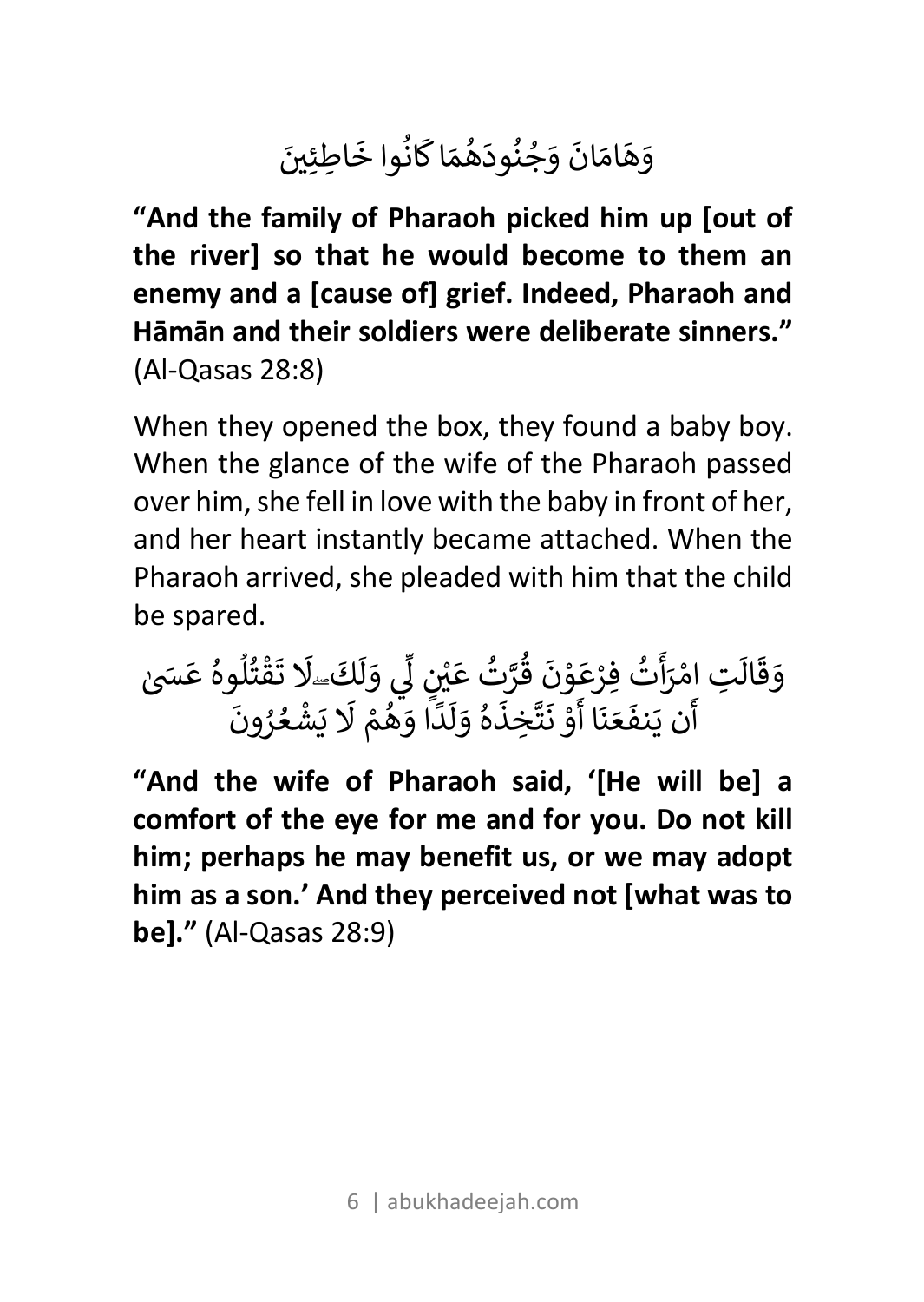وَهَامَانَ وَجُنُودَهُمَا كَانُوا خَاطِئِينَ

**“And the family of Pharaoh picked him up [out of the river] so that he would become to them an enemy and a [cause of] grief. Indeed, Pharaoh and Hāmān and their soldiers were deliberate sinners.”** (Al-Qasas 28:8)

When they opened the box, they found a baby boy. When the glance of the wife of the Pharaoh passed over him, she fell in love with the baby in front of her, and her heart instantly became attached. When the Pharaoh arrived, she pleaded with him that the child be spared.

وَقَالَتِ امْرَأَتُ فِرْعَوْنَ قُرَّتُ عَيْنٍ لِّي وَلَكَ ۖ لَا تَقْتُلُوهُ عَسَىٰ أَن يَنفَعَنَا أَوْ نَتَّخِذَهُ وَلَدًا وَهُمْ لَا يَشْعُرُونَ

**“And the wife of Pharaoh said, ‘[He will be] a comfort of the eye for me and for you. Do not kill him; perhaps he may benefit us, or we may adopt him as a son.’ And they perceived not [what was to be].”** (Al-Qasas 28:9)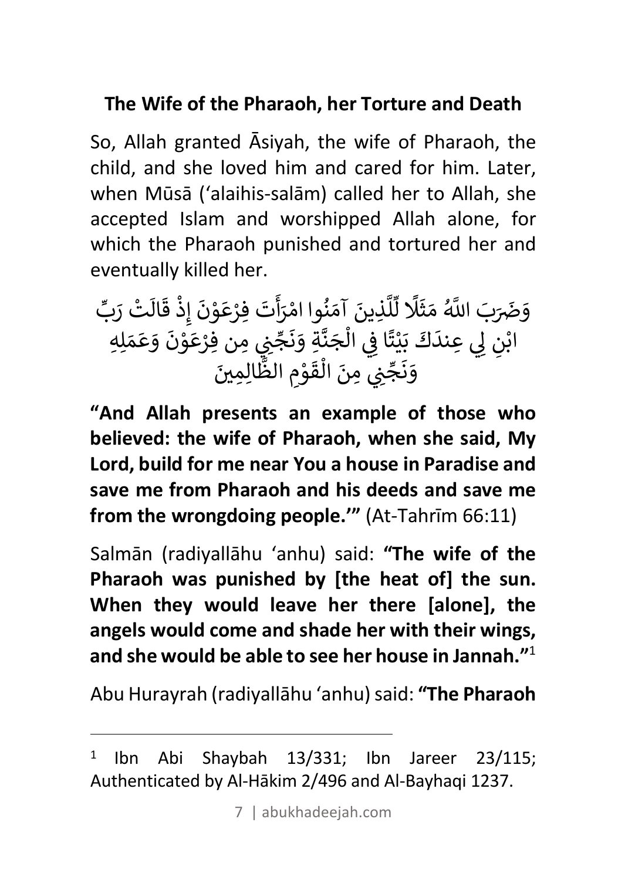## The Wife of the Pharaoh, her Torture and Death

So, Allah granted Āsiyah, the wife of Pharaoh, the child, and she loved him and cared for him. Later, when Mūsā (ʻalaihis-salām) called her to Allah, she accepted Islam and worshipped Allah alone, for which the Pharaoh punished and tortured her and eventually killed her.

وَضَرَبَ اللَّهُ مَثَلًا لِّلَّذِينَ آمَنُوا امْرَأَتَ فِرْعَوْنَ إِذْ قَالَتْ رَبِّ ابْنِ لِي عِندَكَ بَيْتًا فِي الْجَنَّةِ وَنَجِّنِي مِن فِرْعَوْنَ وَعَمَلِهِ وَنَجِّنِي مِنَ الْقَوْمِ الظَّالِمِينَ

**"And Allah presents an example of those who believed: the wife of Pharaoh, when she said, My Lord, build for me near You a house in Paradise and save me from Pharaoh and his deeds and save me from the wrongdoing people.'"** (At-Tahrīm 66:11)

Salmān (radiyallāhu ʻanhu) said: **"The wife of the Pharaoh was punished by [the heat of] the sun. When they would leave her there [alone], the angels would come and shade her with their wings, and she would be able to see her house in Jannah."**[1]

Abu Hurayrah (radiyallāhu ʻanhu) said: **"The Pharaoh**

---

[1] Ibn Abi Shaybah 13/331; Ibn Jareer 23/115; Authenticated by Al-Hākim 2/496 and Al-Bayhaqi 1237.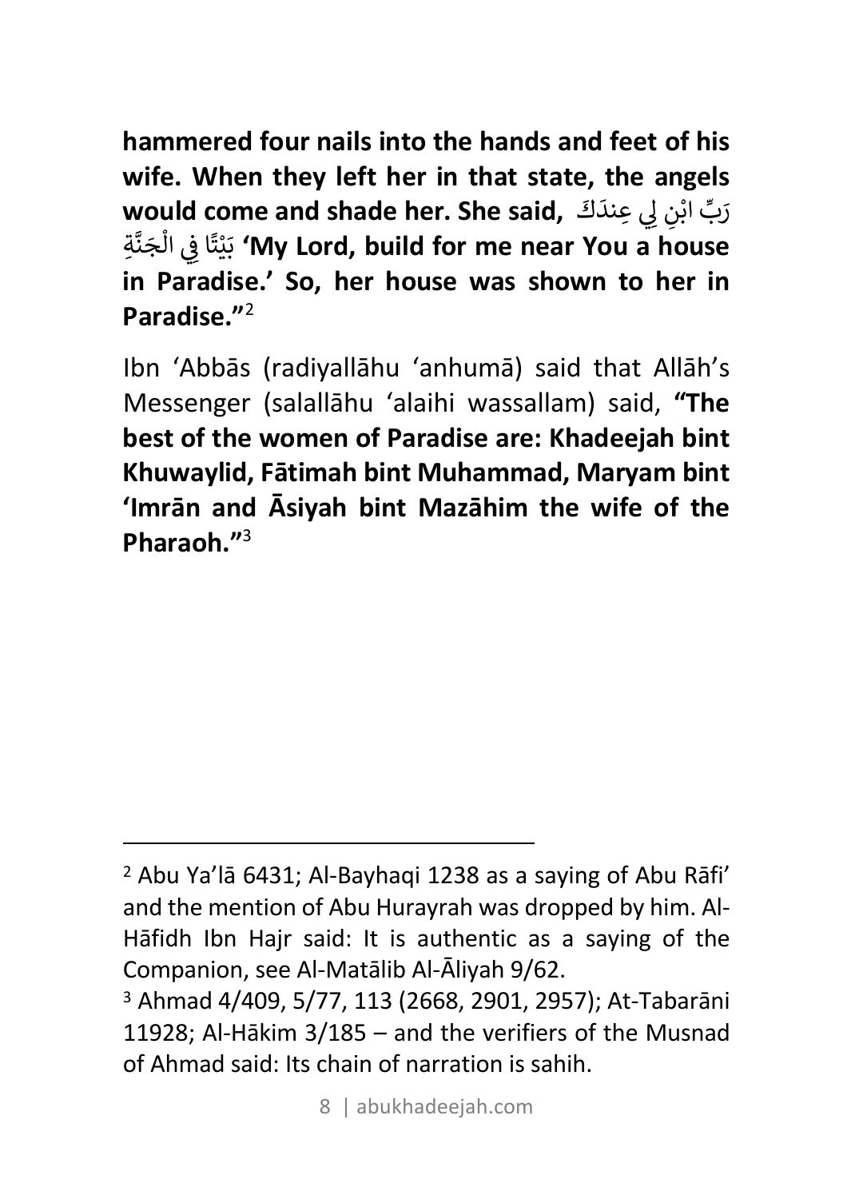**hammered four nails into the hands and feet of his wife. When they left her in that state, the angels would come and shade her. She said, رَبِّ ابْنِ لِي عِندَكَ بَيْتًا فِي الْجَنَّةِ 'My Lord, build for me near You a house in Paradise.' So, her house was shown to her in Paradise."**[2]

Ibn 'Abbās (radiyallāhu 'anhumā) said that Allāh's Messenger (salallāhu 'alaihi wassallam) said, **"The best of the women of Paradise are: Khadeejah bint Khuwaylid, Fātimah bint Muhammad, Maryam bint 'Imrān and Āsiyah bint Mazāhim the wife of the Pharaoh."**[3]

---

[2] Abu Ya'lā 6431; Al-Bayhaqi 1238 as a saying of Abu Rāfi' and the mention of Abu Hurayrah was dropped by him. Al-Hāfidh Ibn Hajr said: It is authentic as a saying of the Companion, see Al-Matālib Al-Āliyah 9/62.

[3] Ahmad 4/409, 5/77, 113 (2668, 2901, 2957); At-Tabarāni 11928; Al-Hākim 3/185 – and the verifiers of the Musnad of Ahmad said: Its chain of narration is sahih.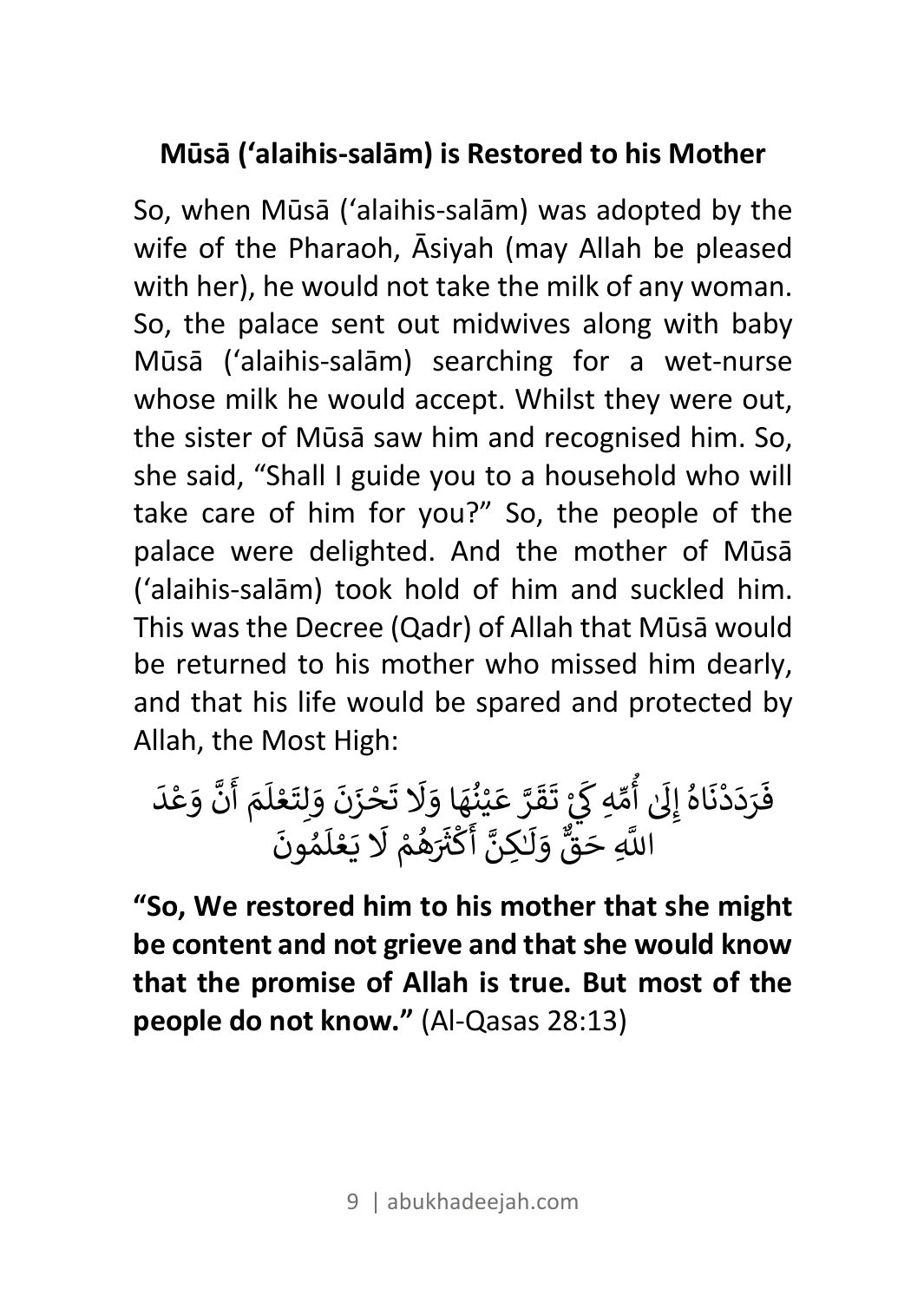## Mūsā (ʻalaihis-salām) is Restored to his Mother

So, when Mūsā (ʻalaihis-salām) was adopted by the wife of the Pharaoh, Āsiyah (may Allah be pleased with her), he would not take the milk of any woman. So, the palace sent out midwives along with baby Mūsā (ʻalaihis-salām) searching for a wet-nurse whose milk he would accept. Whilst they were out, the sister of Mūsā saw him and recognised him. So, she said, "Shall I guide you to a household who will take care of him for you?" So, the people of the palace were delighted. And the mother of Mūsā (ʻalaihis-salām) took hold of him and suckled him. This was the Decree (Qadr) of Allah that Mūsā would be returned to his mother who missed him dearly, and that his life would be spared and protected by Allah, the Most High:

فَرَدَدْنَاهُ إِلَىٰ أُمِّهِ كَيْ تَقَرَّ عَيْنُهَا وَلَا تَحْزَنَ وَلِتَعْلَمَ أَنَّ وَعْدَ اللَّهِ حَقٌّ وَلَكِنَّ أَكْثَرَهُمْ لَا يَعْلَمُونَ

**"So, We restored him to his mother that she might be content and not grieve and that she would know that the promise of Allah is true. But most of the people do not know."** (Al-Qasas 28:13)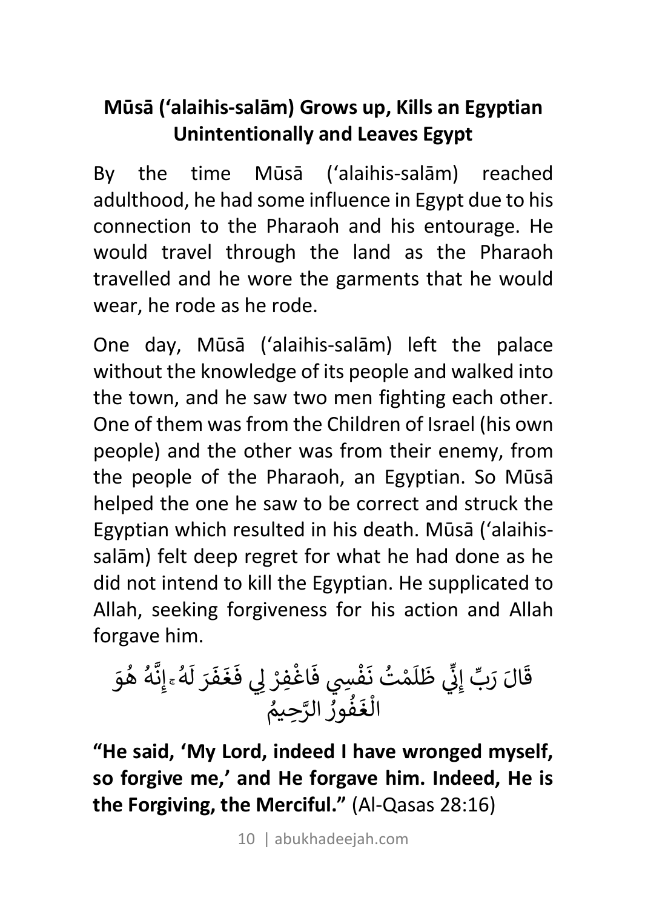## Mūsā (‘alaihis-salām) Grows up, Kills an Egyptian Unintentionally and Leaves Egypt

By the time Mūsā (‘alaihis-salām) reached adulthood, he had some influence in Egypt due to his connection to the Pharaoh and his entourage. He would travel through the land as the Pharaoh travelled and he wore the garments that he would wear, he rode as he rode.

One day, Mūsā (‘alaihis-salām) left the palace without the knowledge of its people and walked into the town, and he saw two men fighting each other. One of them was from the Children of Israel (his own people) and the other was from their enemy, from the people of the Pharaoh, an Egyptian. So Mūsā helped the one he saw to be correct and struck the Egyptian which resulted in his death. Mūsā (‘alaihis-salām) felt deep regret for what he had done as he did not intend to kill the Egyptian. He supplicated to Allah, seeking forgiveness for his action and Allah forgave him.

قَالَ رَبِّ إِنِّي ظَلَمْتُ نَفْسِي فَاغْفِرْ لِي فَغَفَرَ لَهُ ۚ إِنَّهُ هُوَ الْغَفُورُ الرَّحِيمُ

**“He said, ‘My Lord, indeed I have wronged myself, so forgive me,’ and He forgave him. Indeed, He is the Forgiving, the Merciful.”** (Al-Qasas 28:16)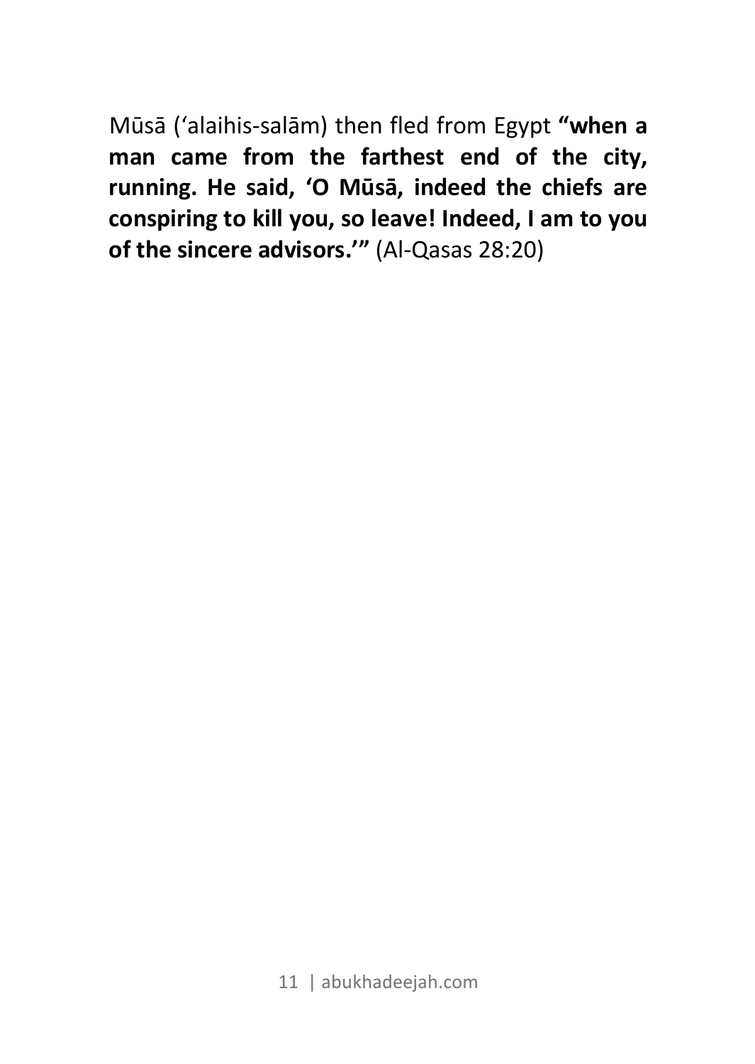Mūsā (‘alaihis-salām) then fled from Egypt **“when a man came from the farthest end of the city, running. He said, ‘O Mūsā, indeed the chiefs are conspiring to kill you, so leave! Indeed, I am to you of the sincere advisors.’”** (Al-Qasas 28:20)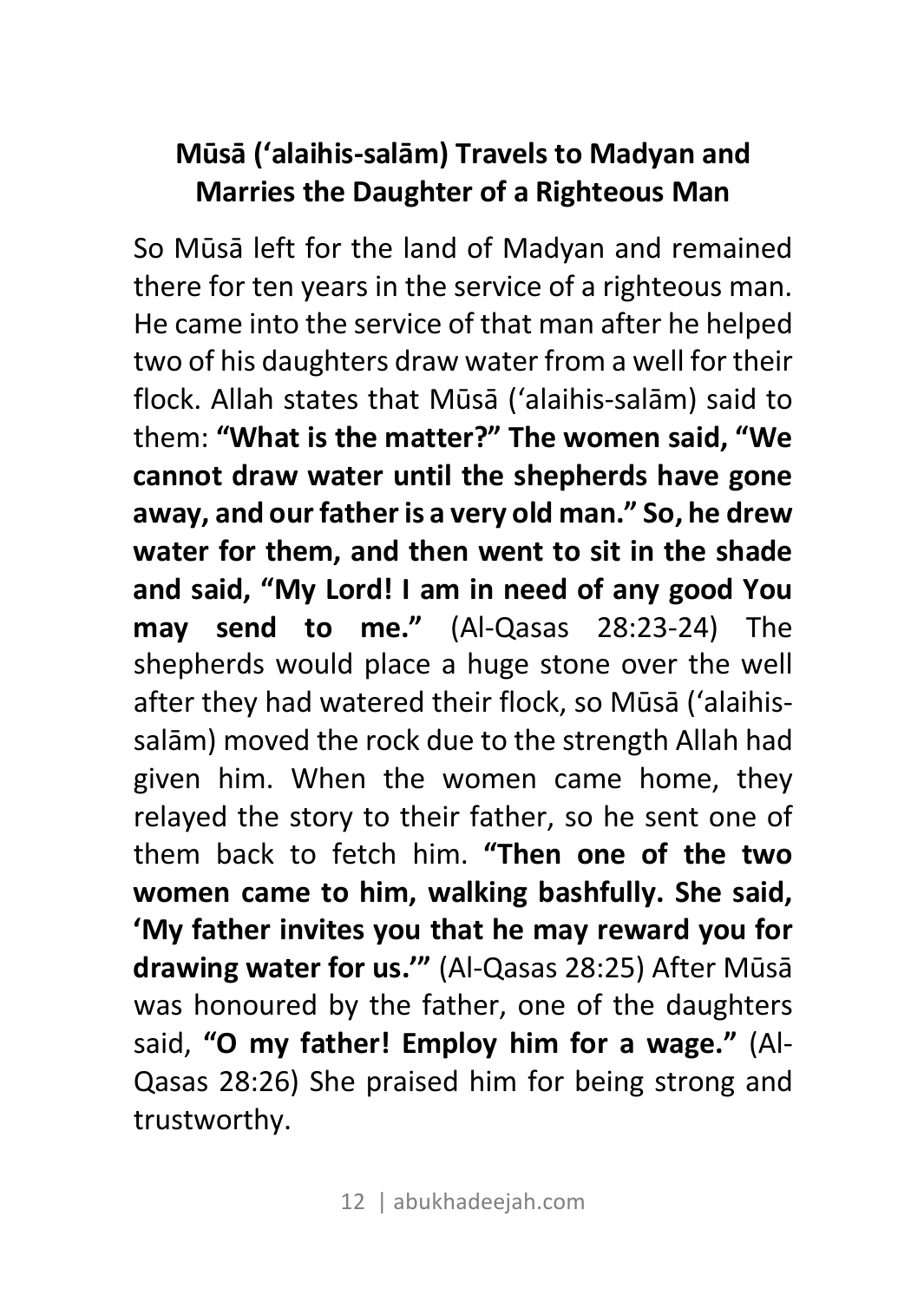## Mūsā (‘alaihis-salām) Travels to Madyan and Marries the Daughter of a Righteous Man

So Mūsā left for the land of Madyan and remained there for ten years in the service of a righteous man. He came into the service of that man after he helped two of his daughters draw water from a well for their flock. Allah states that Mūsā (‘alaihis-salām) said to them: **“What is the matter?” The women said, “We cannot draw water until the shepherds have gone away, and our father is a very old man.” So, he drew water for them, and then went to sit in the shade and said, “My Lord! I am in need of any good You may send to me.”** (Al-Qasas 28:23-24) The shepherds would place a huge stone over the well after they had watered their flock, so Mūsā (‘alaihis-salām) moved the rock due to the strength Allah had given him. When the women came home, they relayed the story to their father, so he sent one of them back to fetch him. **“Then one of the two women came to him, walking bashfully. She said, ‘My father invites you that he may reward you for drawing water for us.’”** (Al-Qasas 28:25) After Mūsā was honoured by the father, one of the daughters said, **“O my father! Employ him for a wage.”** (Al-Qasas 28:26) She praised him for being strong and trustworthy.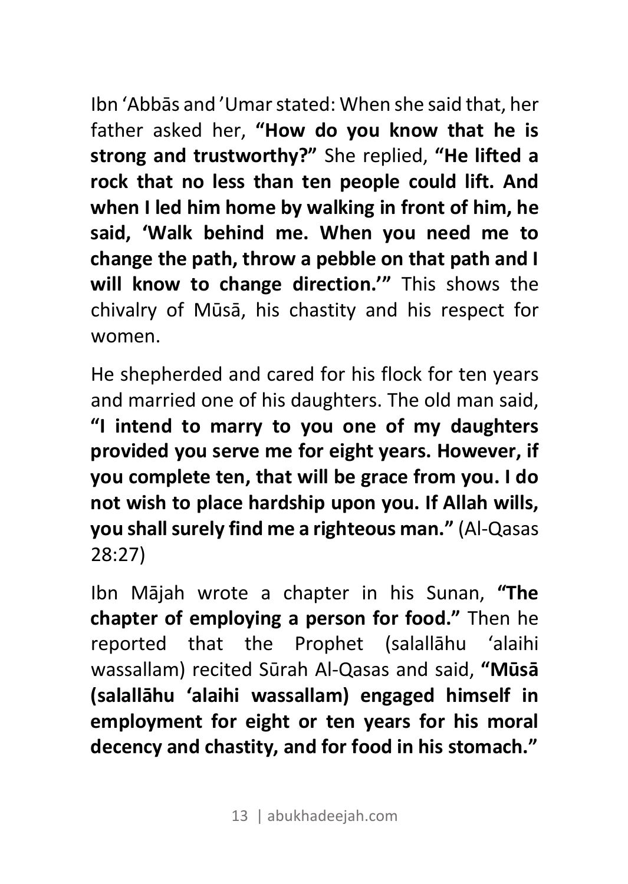Ibn 'Abbās and 'Umar stated: When she said that, her father asked her, **"How do you know that he is strong and trustworthy?"** She replied, **"He lifted a rock that no less than ten people could lift. And when I led him home by walking in front of him, he said, 'Walk behind me. When you need me to change the path, throw a pebble on that path and I will know to change direction.'"** This shows the chivalry of Mūsā, his chastity and his respect for women.

He shepherded and cared for his flock for ten years and married one of his daughters. The old man said, **"I intend to marry to you one of my daughters provided you serve me for eight years. However, if you complete ten, that will be grace from you. I do not wish to place hardship upon you. If Allah wills, you shall surely find me a righteous man."** (Al-Qasas 28:27)

Ibn Mājah wrote a chapter in his Sunan, **"The chapter of employing a person for food."** Then he reported that the Prophet (salallāhu 'alaihi wassallam) recited Sūrah Al-Qasas and said, **"Mūsā (salallāhu 'alaihi wassallam) engaged himself in employment for eight or ten years for his moral decency and chastity, and for food in his stomach."**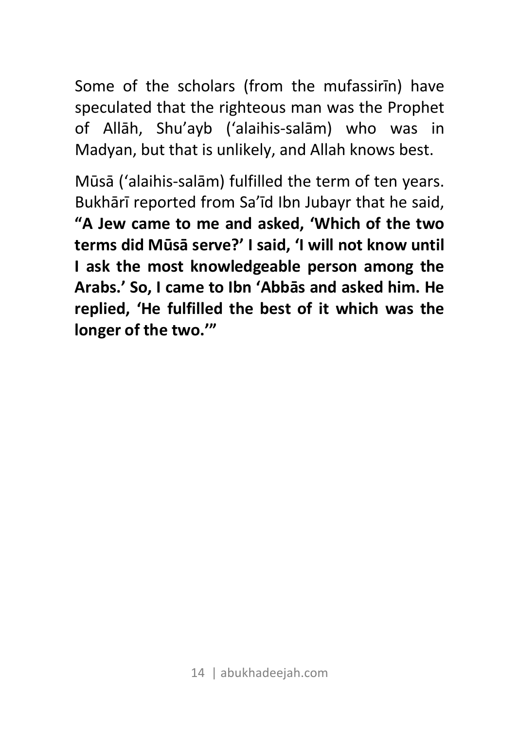Some of the scholars (from the mufassirīn) have speculated that the righteous man was the Prophet of Allāh, Shu'ayb ('alaihis-salām) who was in Madyan, but that is unlikely, and Allah knows best.

Mūsā ('alaihis-salām) fulfilled the term of ten years. Bukhārī reported from Sa'īd Ibn Jubayr that he said, **"A Jew came to me and asked, 'Which of the two terms did Mūsā serve?' I said, 'I will not know until I ask the most knowledgeable person among the Arabs.' So, I came to Ibn 'Abbās and asked him. He replied, 'He fulfilled the best of it which was the longer of the two.'"**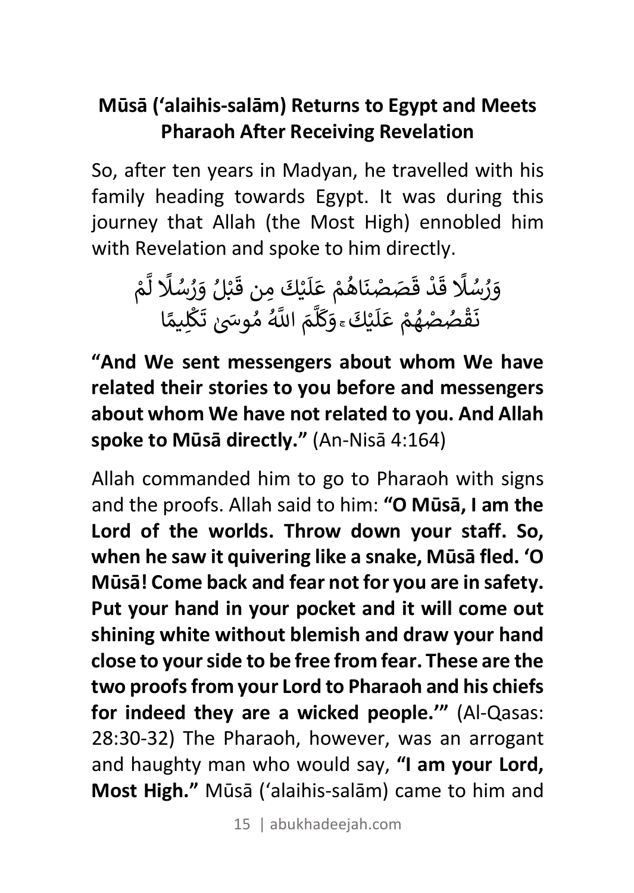## Mūsā (ʻalaihis-salām) Returns to Egypt and Meets Pharaoh After Receiving Revelation

So, after ten years in Madyan, he travelled with his family heading towards Egypt. It was during this journey that Allah (the Most High) ennobled him with Revelation and spoke to him directly.

وَرُسُلًا قَدْ قَصَصْنَاهُمْ عَلَيْكَ مِن قَبْلُ وَرُسُلًا لَّمْ نَقْصُصْهُمْ عَلَيْكَ ۚ وَكَلَّمَ اللَّهُ مُوسَىٰ تَكْلِيمًا

**“And We sent messengers about whom We have related their stories to you before and messengers about whom We have not related to you. And Allah spoke to Mūsā directly.”** (An-Nisā 4:164)

Allah commanded him to go to Pharaoh with signs and the proofs. Allah said to him: **“O Mūsā, I am the Lord of the worlds. Throw down your staff. So, when he saw it quivering like a snake, Mūsā fled. ‘O Mūsā! Come back and fear not for you are in safety. Put your hand in your pocket and it will come out shining white without blemish and draw your hand close to your side to be free from fear. These are the two proofs from your Lord to Pharaoh and his chiefs for indeed they are a wicked people.’”** (Al-Qasas: 28:30-32) The Pharaoh, however, was an arrogant and haughty man who would say, **“I am your Lord, Most High.”** Mūsā (ʻalaihis-salām) came to him and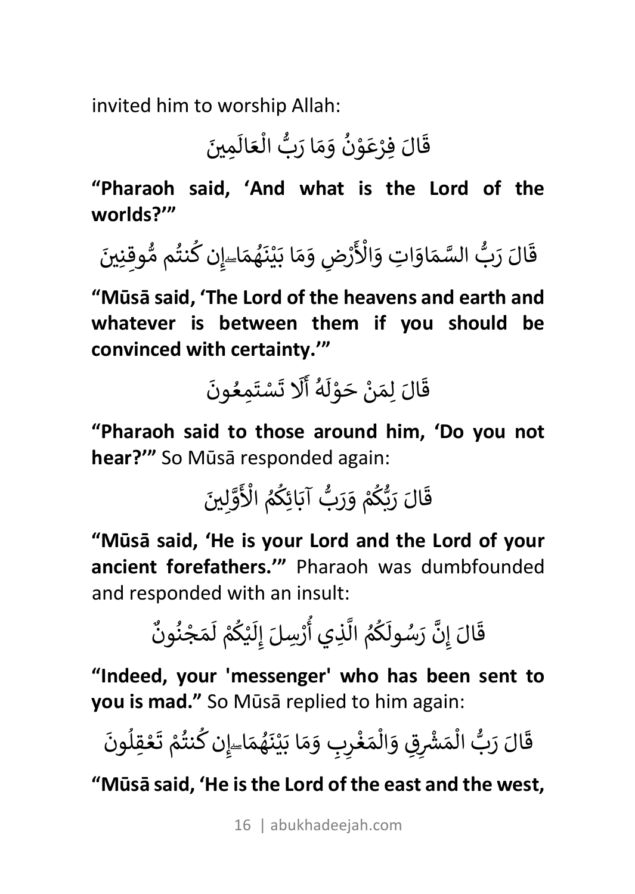invited him to worship Allah:

قَالَ فِرْعَوْنُ وَمَا رَبُّ الْعَالَمِينَ

**"Pharaoh said, 'And what is the Lord of the worlds?'"**

قَالَ رَبُّ السَّمَاوَاتِ وَالْأَرْضِ وَمَا بَيْنَهُمَا ۖ إِن كُنتُم مُّوقِنِينَ

**"Mūsā said, 'The Lord of the heavens and earth and whatever is between them if you should be convinced with certainty.'"**

قَالَ لِمَنْ حَوْلَهُ أَلَا تَسْتَمِعُونَ

**"Pharaoh said to those around him, 'Do you not hear?'"** So Mūsā responded again:

قَالَ رَبُّكُمْ وَرَبُّ آبَائِكُمُ الْأَوَّلِينَ

**"Mūsā said, 'He is your Lord and the Lord of your ancient forefathers.'"** Pharaoh was dumbfounded and responded with an insult:

قَالَ إِنَّ رَسُولَكُمُ الَّذِي أُرْسِلَ إِلَيْكُمْ لَمَجْنُونٌ

**"Indeed, your 'messenger' who has been sent to you is mad."** So Mūsā replied to him again:

قَالَ رَبُّ الْمَشْرِقِ وَالْمَغْرِبِ وَمَا بَيْنَهُمَا ۖ إِن كُنتُمْ تَعْقِلُونَ

**"Mūsā said, 'He is the Lord of the east and the west,**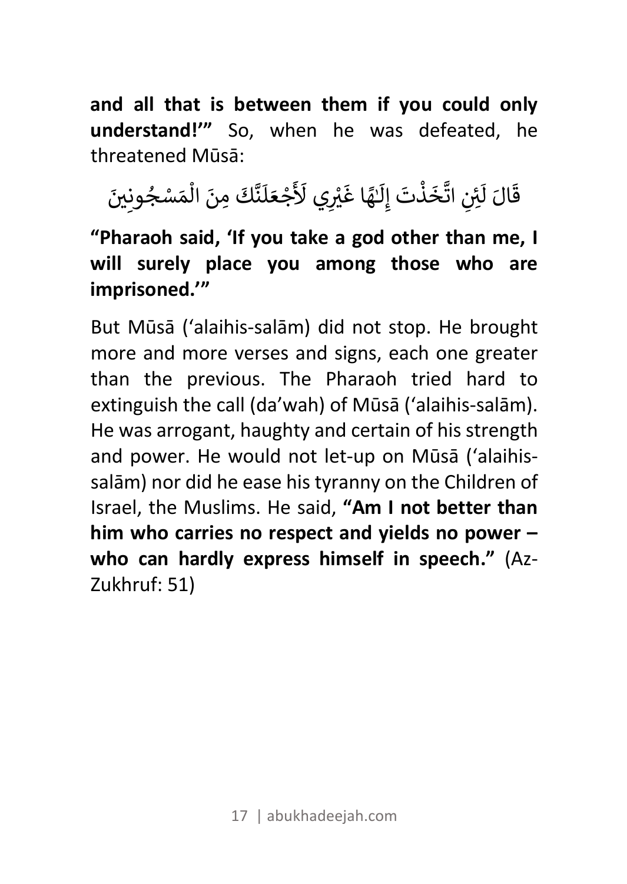**and all that is between them if you could only understand!'"** So, when he was defeated, he threatened Mūsā:

قَالَ لَئِنِ اتَّخَذْتَ إِلَٰهًا غَيْرِي لَأَجْعَلَنَّكَ مِنَ الْمَسْجُونِينَ

**"Pharaoh said, 'If you take a god other than me, I will surely place you among those who are imprisoned.'"**

But Mūsā ('alaihis-salām) did not stop. He brought more and more verses and signs, each one greater than the previous. The Pharaoh tried hard to extinguish the call (da'wah) of Mūsā ('alaihis-salām). He was arrogant, haughty and certain of his strength and power. He would not let-up on Mūsā ('alaihis-salām) nor did he ease his tyranny on the Children of Israel, the Muslims. He said, **"Am I not better than him who carries no respect and yields no power – who can hardly express himself in speech."** (Az-Zukhruf: 51)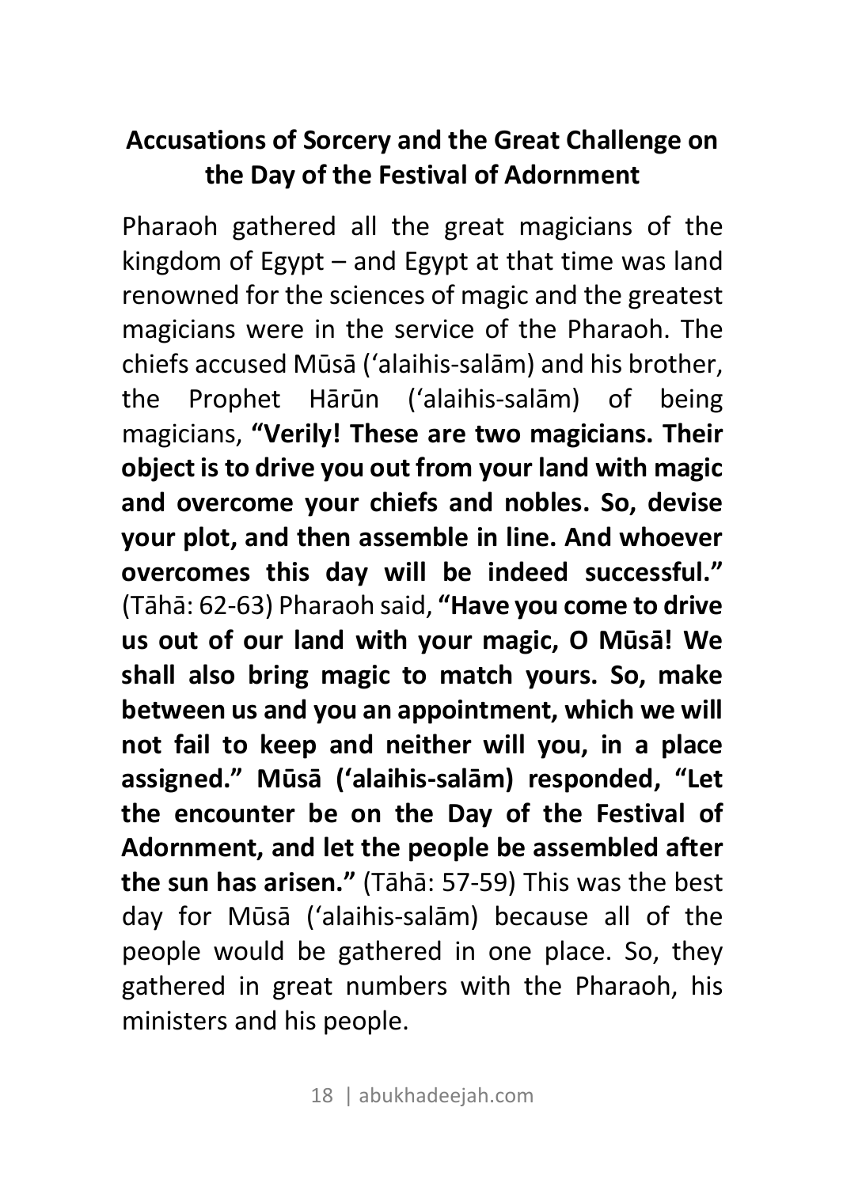## Accusations of Sorcery and the Great Challenge on the Day of the Festival of Adornment

Pharaoh gathered all the great magicians of the kingdom of Egypt – and Egypt at that time was land renowned for the sciences of magic and the greatest magicians were in the service of the Pharaoh. The chiefs accused Mūsā (ʻalaihis-salām) and his brother, the Prophet Hārūn (ʻalaihis-salām) of being magicians, **"Verily! These are two magicians. Their object is to drive you out from your land with magic and overcome your chiefs and nobles. So, devise your plot, and then assemble in line. And whoever overcomes this day will be indeed successful."** (Tāhā: 62-63) Pharaoh said, **"Have you come to drive us out of our land with your magic, O Mūsā! We shall also bring magic to match yours. So, make between us and you an appointment, which we will not fail to keep and neither will you, in a place assigned." Mūsā (ʻalaihis-salām) responded, "Let the encounter be on the Day of the Festival of Adornment, and let the people be assembled after the sun has arisen."** (Tāhā: 57-59) This was the best day for Mūsā (ʻalaihis-salām) because all of the people would be gathered in one place. So, they gathered in great numbers with the Pharaoh, his ministers and his people.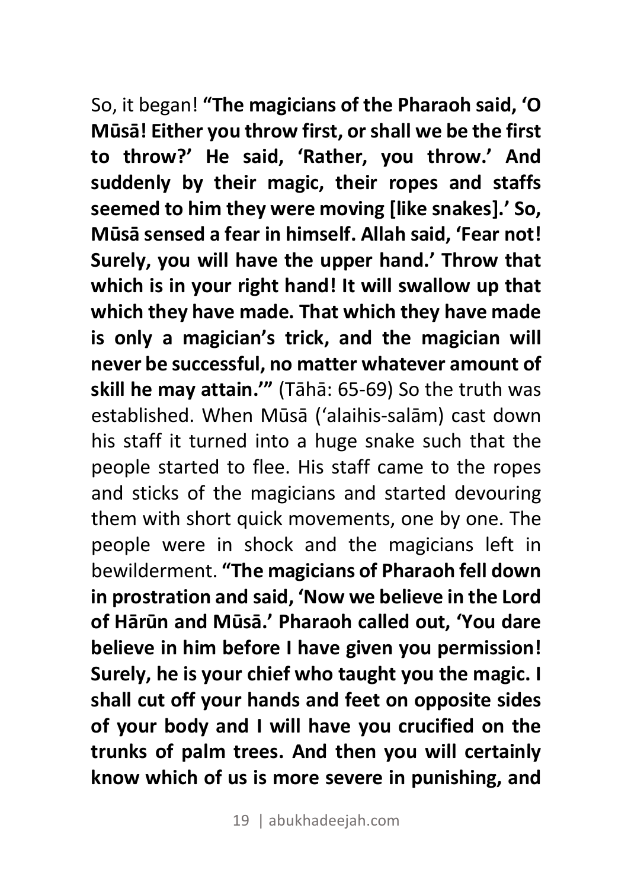So, it began! **"The magicians of the Pharaoh said, 'O Mūsā! Either you throw first, or shall we be the first to throw?' He said, 'Rather, you throw.' And suddenly by their magic, their ropes and staffs seemed to him they were moving [like snakes].' So, Mūsā sensed a fear in himself. Allah said, 'Fear not! Surely, you will have the upper hand.' Throw that which is in your right hand! It will swallow up that which they have made. That which they have made is only a magician's trick, and the magician will never be successful, no matter whatever amount of skill he may attain.'"** (Tāhā: 65-69) So the truth was established. When Mūsā ('alaihis-salām) cast down his staff it turned into a huge snake such that the people started to flee. His staff came to the ropes and sticks of the magicians and started devouring them with short quick movements, one by one. The people were in shock and the magicians left in bewilderment. **"The magicians of Pharaoh fell down in prostration and said, 'Now we believe in the Lord of Hārūn and Mūsā.' Pharaoh called out, 'You dare believe in him before I have given you permission! Surely, he is your chief who taught you the magic. I shall cut off your hands and feet on opposite sides of your body and I will have you crucified on the trunks of palm trees. And then you will certainly know which of us is more severe in punishing, and**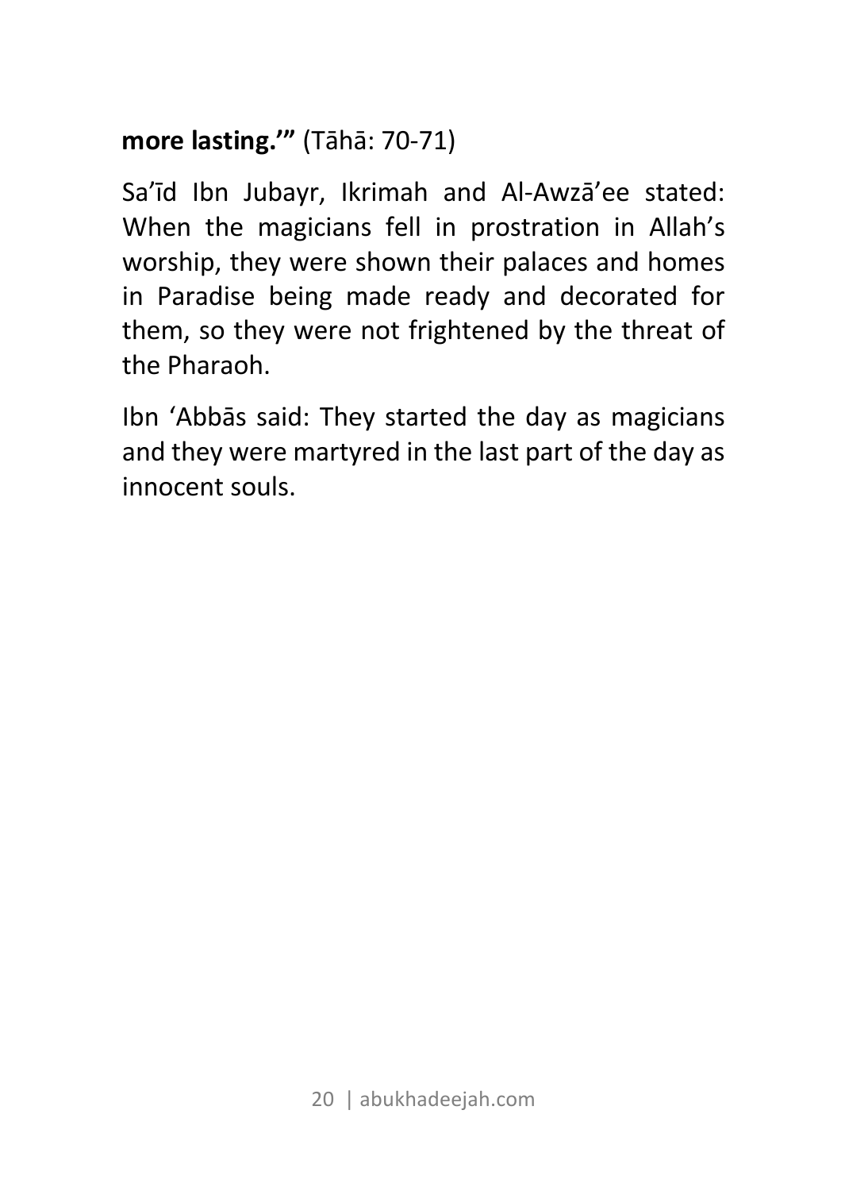**more lasting.'"** (Tāhā: 70-71)

Sa'īd Ibn Jubayr, Ikrimah and Al-Awzā'ee stated: When the magicians fell in prostration in Allah's worship, they were shown their palaces and homes in Paradise being made ready and decorated for them, so they were not frightened by the threat of the Pharaoh.

Ibn 'Abbās said: They started the day as magicians and they were martyred in the last part of the day as innocent souls.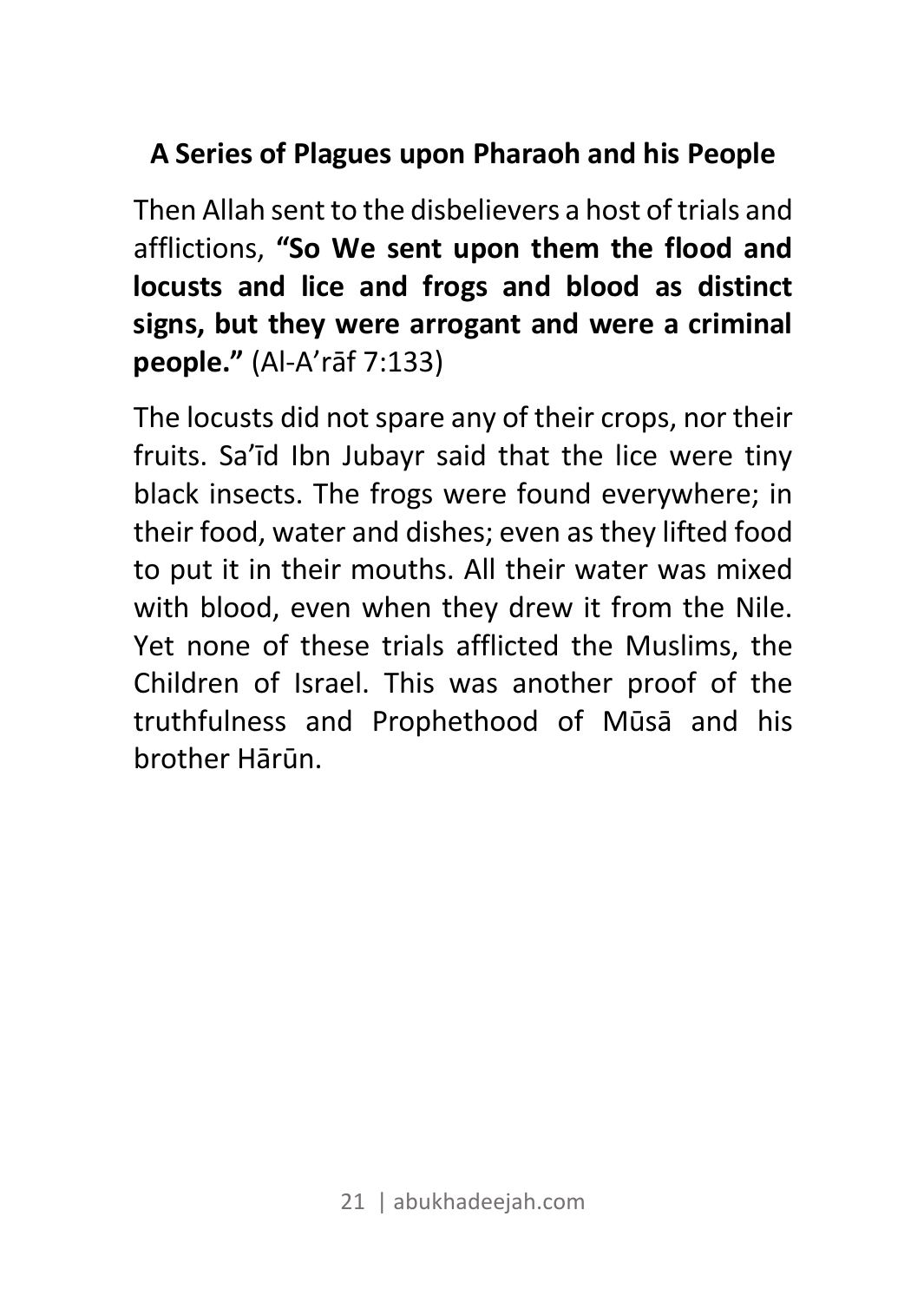## A Series of Plagues upon Pharaoh and his People

Then Allah sent to the disbelievers a host of trials and afflictions, **"So We sent upon them the flood and locusts and lice and frogs and blood as distinct signs, but they were arrogant and were a criminal people."** (Al-A'rāf 7:133)

The locusts did not spare any of their crops, nor their fruits. Sa'īd Ibn Jubayr said that the lice were tiny black insects. The frogs were found everywhere; in their food, water and dishes; even as they lifted food to put it in their mouths. All their water was mixed with blood, even when they drew it from the Nile. Yet none of these trials afflicted the Muslims, the Children of Israel. This was another proof of the truthfulness and Prophethood of Mūsā and his brother Hārūn.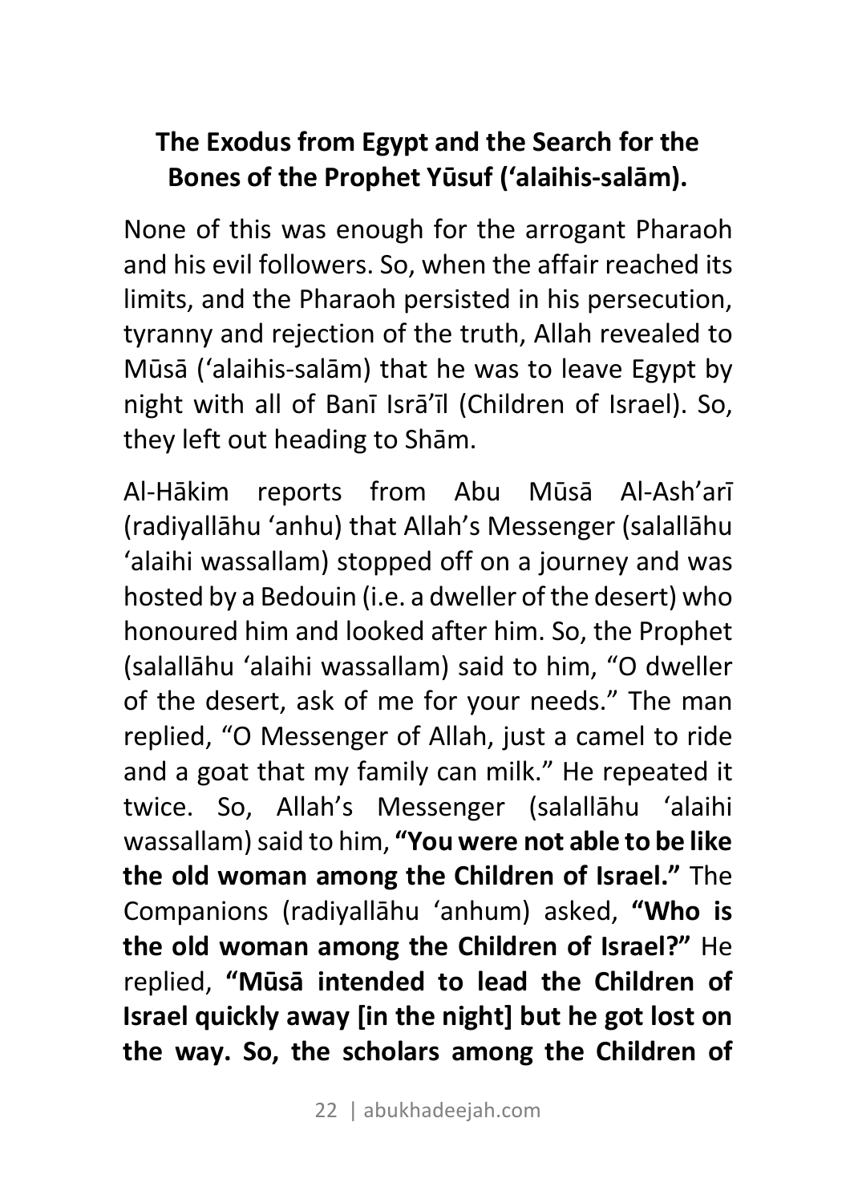## The Exodus from Egypt and the Search for the Bones of the Prophet Yūsuf ('alaihis-salām).

None of this was enough for the arrogant Pharaoh and his evil followers. So, when the affair reached its limits, and the Pharaoh persisted in his persecution, tyranny and rejection of the truth, Allah revealed to Mūsā ('alaihis-salām) that he was to leave Egypt by night with all of Banī Isrā'īl (Children of Israel). So, they left out heading to Shām.

Al-Hākim reports from Abu Mūsā Al-Ash'arī (radiyallāhu 'anhu) that Allah's Messenger (salallāhu 'alaihi wassallam) stopped off on a journey and was hosted by a Bedouin (i.e. a dweller of the desert) who honoured him and looked after him. So, the Prophet (salallāhu 'alaihi wassallam) said to him, "O dweller of the desert, ask of me for your needs." The man replied, "O Messenger of Allah, just a camel to ride and a goat that my family can milk." He repeated it twice. So, Allah's Messenger (salallāhu 'alaihi wassallam) said to him, **"You were not able to be like the old woman among the Children of Israel."** The Companions (radiyallāhu 'anhum) asked, **"Who is the old woman among the Children of Israel?"** He replied, **"Mūsā intended to lead the Children of Israel quickly away [in the night] but he got lost on the way. So, the scholars among the Children of**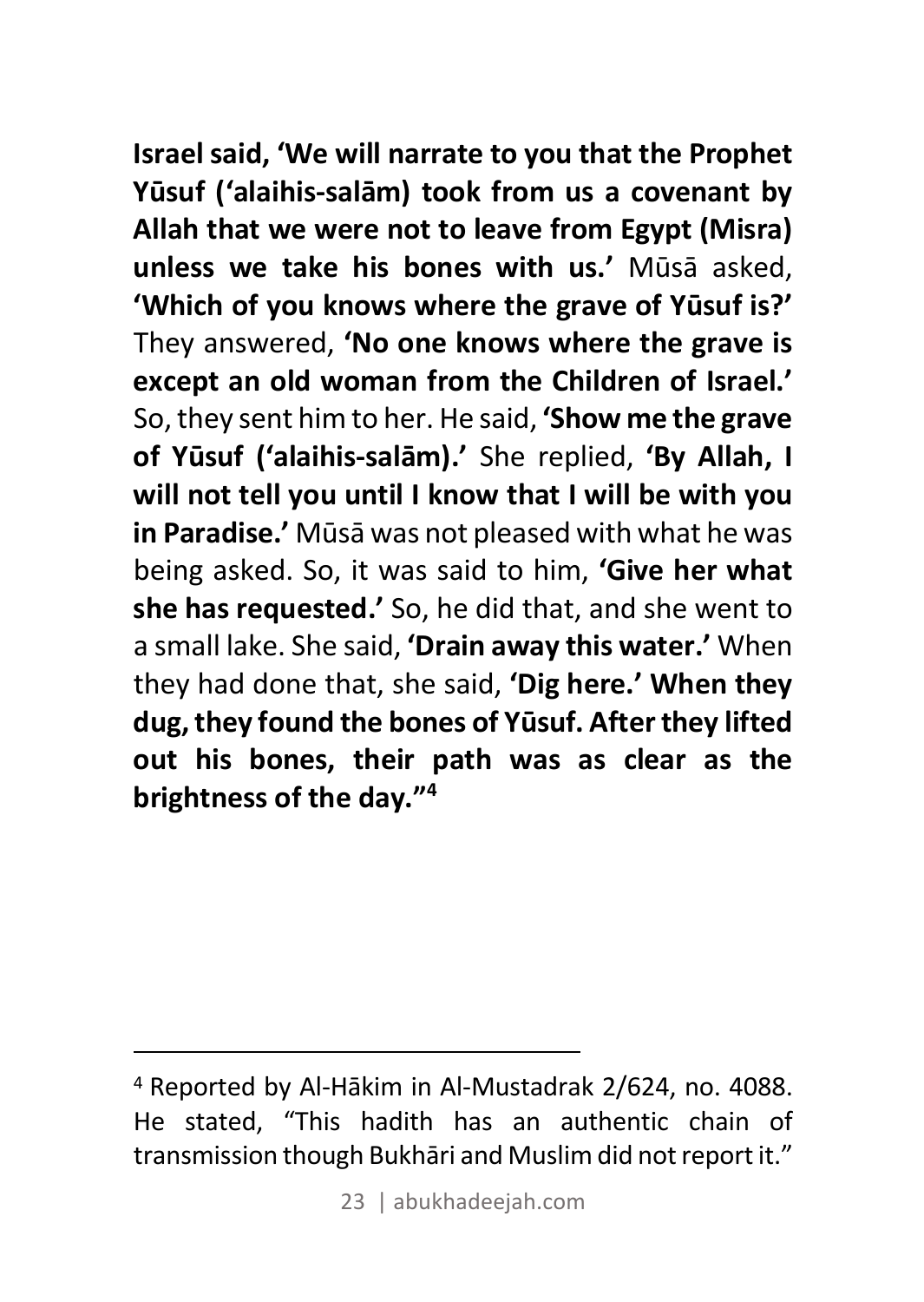**Israel said, 'We will narrate to you that the Prophet Yūsuf ('alaihis-salām) took from us a covenant by Allah that we were not to leave from Egypt (Misra) unless we take his bones with us.'** Mūsā asked, **'Which of you knows where the grave of Yūsuf is?'** They answered, **'No one knows where the grave is except an old woman from the Children of Israel.'** So, they sent him to her. He said, **'Show me the grave of Yūsuf ('alaihis-salām).'** She replied, **'By Allah, I will not tell you until I know that I will be with you in Paradise.'** Mūsā was not pleased with what he was being asked. So, it was said to him, **'Give her what she has requested.'** So, he did that, and she went to a small lake. She said, **'Drain away this water.'** When they had done that, she said, **'Dig here.' When they dug, they found the bones of Yūsuf. After they lifted out his bones, their path was as clear as the brightness of the day."**[4]

---

[4] Reported by Al-Hākim in Al-Mustadrak 2/624, no. 4088. He stated, "This hadith has an authentic chain of transmission though Bukhāri and Muslim did not report it."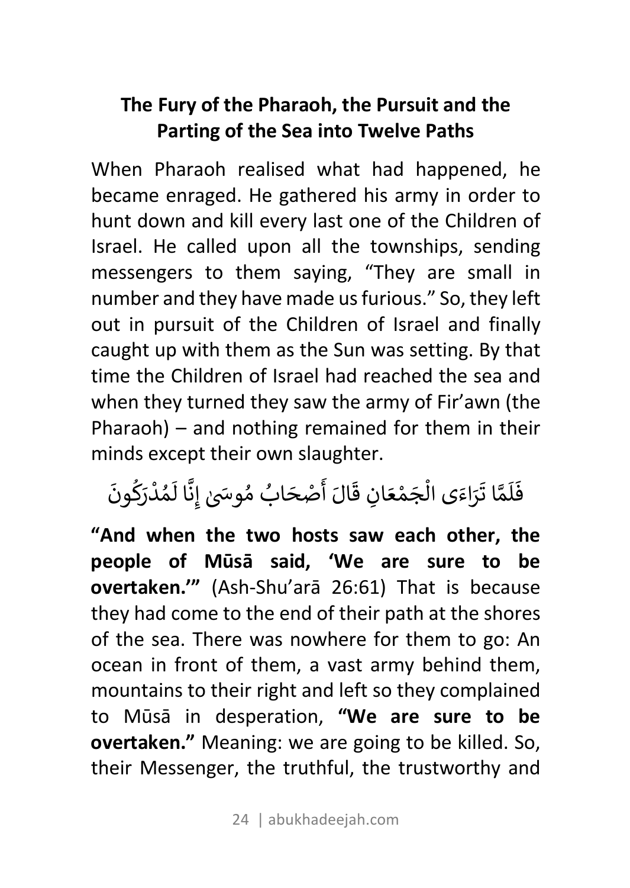## The Fury of the Pharaoh, the Pursuit and the Parting of the Sea into Twelve Paths

When Pharaoh realised what had happened, he became enraged. He gathered his army in order to hunt down and kill every last one of the Children of Israel. He called upon all the townships, sending messengers to them saying, "They are small in number and they have made us furious." So, they left out in pursuit of the Children of Israel and finally caught up with them as the Sun was setting. By that time the Children of Israel had reached the sea and when they turned they saw the army of Fir'awn (the Pharaoh) – and nothing remained for them in their minds except their own slaughter.

فَلَمَّا تَرَاءَى الْجَمْعَانِ قَالَ أَصْحَابُ مُوسَىٰ إِنَّا لَمُدْرَكُونَ

**"And when the two hosts saw each other, the people of Mūsā said, 'We are sure to be overtaken.'"** (Ash-Shu'arā 26:61) That is because they had come to the end of their path at the shores of the sea. There was nowhere for them to go: An ocean in front of them, a vast army behind them, mountains to their right and left so they complained to Mūsā in desperation, **"We are sure to be overtaken."** Meaning: we are going to be killed. So, their Messenger, the truthful, the trustworthy and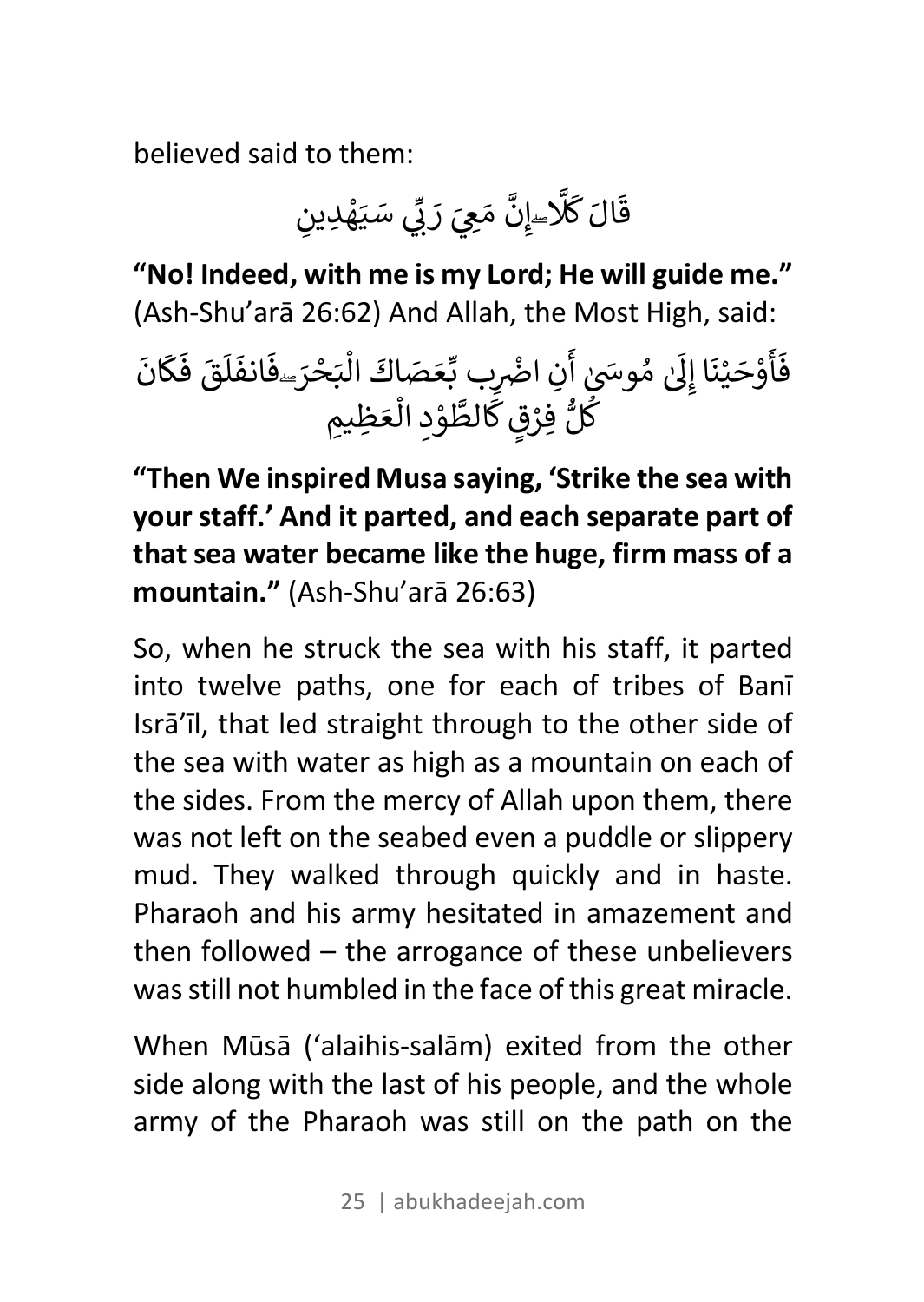believed said to them:

قَالَ كَلَّاۖ إِنَّ مَعِيَ رَبِّي سَيَهْدِينِ

**"No! Indeed, with me is my Lord; He will guide me."** (Ash-Shu'arā 26:62) And Allah, the Most High, said:

فَأَوْحَيْنَا إِلَىٰ مُوسَىٰ أَنِ اضْرِب بِّعَصَاكَ الْبَحْرَۖ فَانفَلَقَ فَكَانَ كُلُّ فِرْقٍ كَالطَّوْدِ الْعَظِيمِ

**"Then We inspired Musa saying, 'Strike the sea with your staff.' And it parted, and each separate part of that sea water became like the huge, firm mass of a mountain."** (Ash-Shu'arā 26:63)

So, when he struck the sea with his staff, it parted into twelve paths, one for each of tribes of Banī Isrā'īl, that led straight through to the other side of the sea with water as high as a mountain on each of the sides. From the mercy of Allah upon them, there was not left on the seabed even a puddle or slippery mud. They walked through quickly and in haste. Pharaoh and his army hesitated in amazement and then followed – the arrogance of these unbelievers was still not humbled in the face of this great miracle.

When Mūsā ('alaihis-salām) exited from the other side along with the last of his people, and the whole army of the Pharaoh was still on the path on the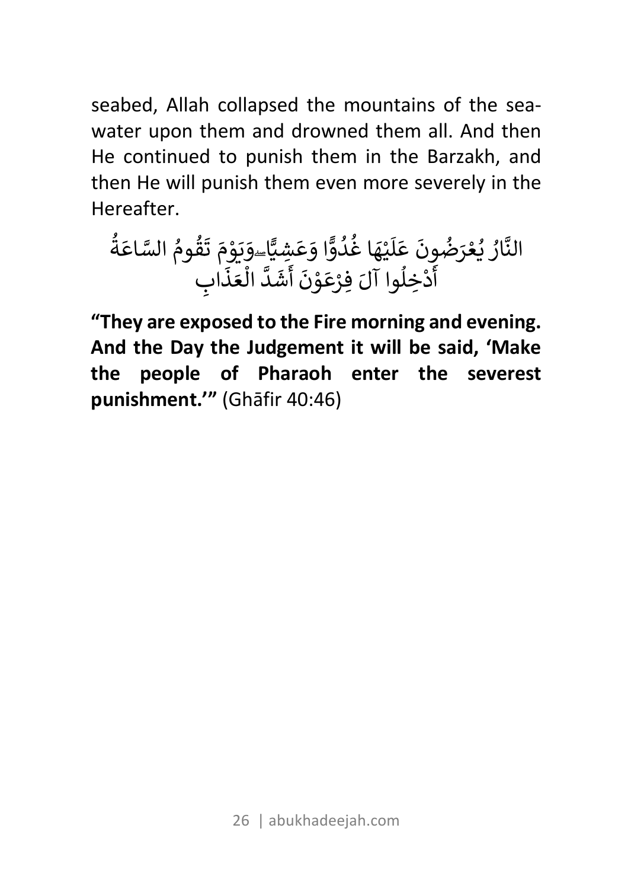seabed, Allah collapsed the mountains of the sea-water upon them and drowned them all. And then He continued to punish them in the Barzakh, and then He will punish them even more severely in the Hereafter.

النَّارُ يُعْرَضُونَ عَلَيْهَا غُدُوًّا وَعَشِيًّا ۖ وَيَوْمَ تَقُومُ السَّاعَةُ أَدْخِلُوا آلَ فِرْعَوْنَ أَشَدَّ الْعَذَابِ

**"They are exposed to the Fire morning and evening. And the Day the Judgement it will be said, 'Make the people of Pharaoh enter the severest punishment.'"** (Ghāfir 40:46)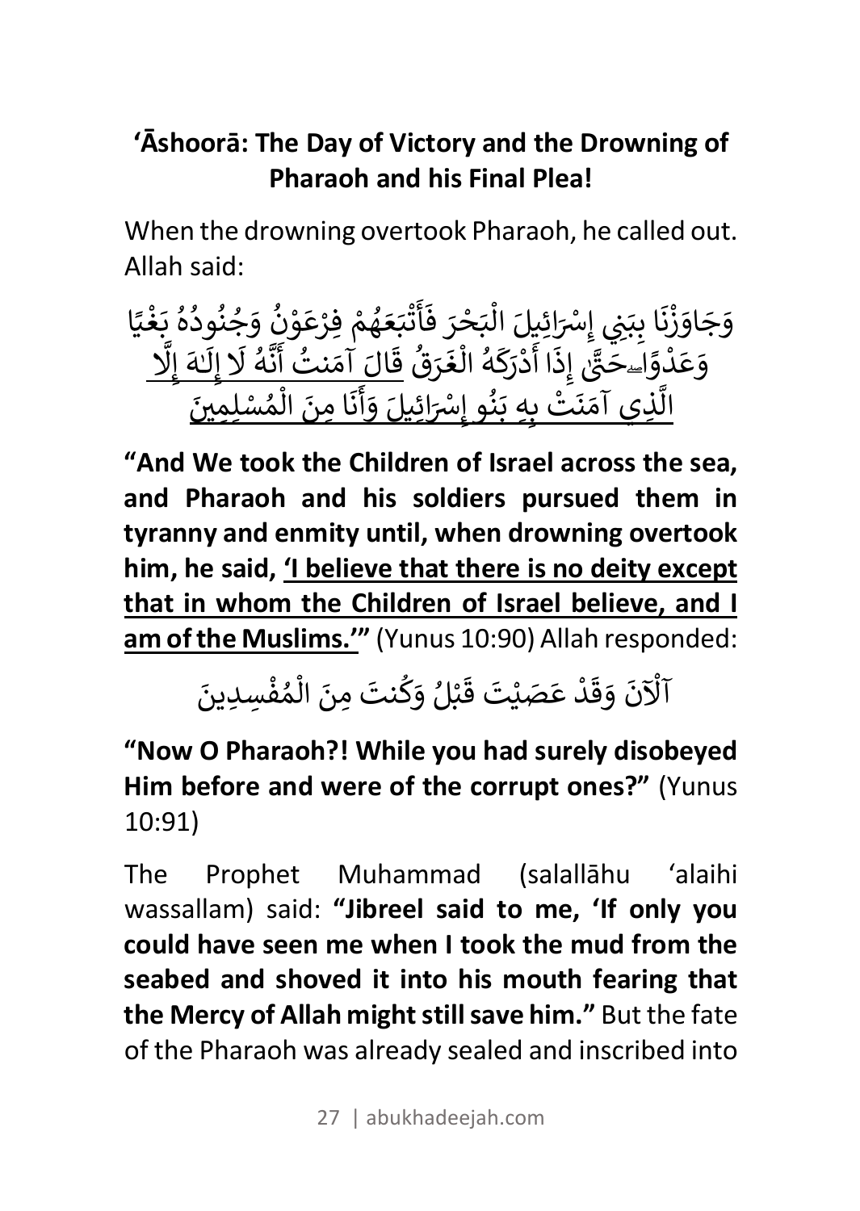## 'Āshoorā: The Day of Victory and the Drowning of Pharaoh and his Final Plea!

When the drowning overtook Pharaoh, he called out. Allah said:

وَجَاوَزْنَا بِبَنِي إِسْرَائِيلَ الْبَحْرَ فَأَتْبَعَهُمْ فِرْعَوْنُ وَجُنُودُهُ بَغْيًا وَعَدْوًاۖ حَتَّىٰ إِذَا أَدْرَكَهُ الْغَرَقُ <u>قَالَ آمَنتُ أَنَّهُ لَا إِلَٰهَ إِلَّا الَّذِي آمَنَتْ بِهِ بَنُو إِسْرَائِيلَ وَأَنَا مِنَ الْمُسْلِمِينَ</u>

**"And We took the Children of Israel across the sea, and Pharaoh and his soldiers pursued them in tyranny and enmity until, when drowning overtook him, he said, <u>'I believe that there is no deity except that in whom the Children of Israel believe, and I am of the Muslims.'</u>"** (Yunus 10:90) Allah responded:

آلْآنَ وَقَدْ عَصَيْتَ قَبْلُ وَكُنتَ مِنَ الْمُفْسِدِينَ

**"Now O Pharaoh?! While you had surely disobeyed Him before and were of the corrupt ones?"** (Yunus 10:91)

The Prophet Muhammad (salallāhu 'alaihi wassallam) said: **"Jibreel said to me, 'If only you could have seen me when I took the mud from the seabed and shoved it into his mouth fearing that the Mercy of Allah might still save him."** But the fate of the Pharaoh was already sealed and inscribed into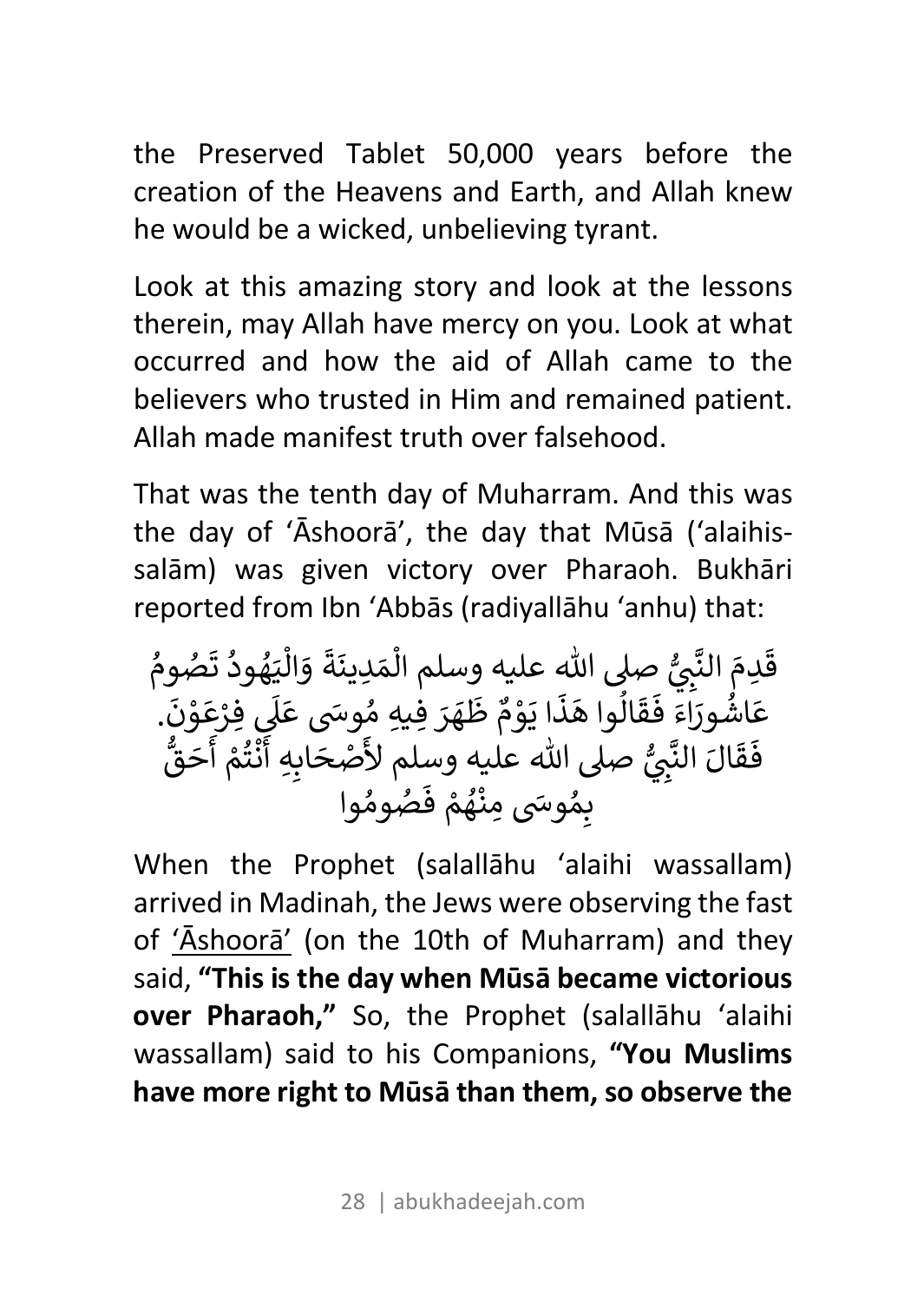the Preserved Tablet 50,000 years before the creation of the Heavens and Earth, and Allah knew he would be a wicked, unbelieving tyrant.

Look at this amazing story and look at the lessons therein, may Allah have mercy on you. Look at what occurred and how the aid of Allah came to the believers who trusted in Him and remained patient. Allah made manifest truth over falsehood.

That was the tenth day of Muharram. And this was the day of ‘Āshoorā’, the day that Mūsā (‘alaihis-salām) was given victory over Pharaoh. Bukhāri reported from Ibn ‘Abbās (radiyallāhu ‘anhu) that:

قَدِمَ النَّبِيُّ صلى الله عليه وسلم الْمَدِينَةَ وَالْيَهُودُ تَصُومُ عَاشُورَاءَ فَقَالُوا هَذَا يَوْمٌ ظَهَرَ فِيهِ مُوسَى عَلَى فِرْعَوْنَ. فَقَالَ النَّبِيُّ صلى الله عليه وسلم لأَصْحَابِهِ أَنْتُمْ أَحَقُّ بِمُوسَى مِنْهُمْ فَصُومُوا

When the Prophet (salallāhu ‘alaihi wassallam) arrived in Madinah, the Jews were observing the fast of ‘Āshoorā’ (on the 10th of Muharram) and they said, **“This is the day when Mūsā became victorious over Pharaoh,”** So, the Prophet (salallāhu ‘alaihi wassallam) said to his Companions, **“You Muslims have more right to Mūsā than them, so observe the**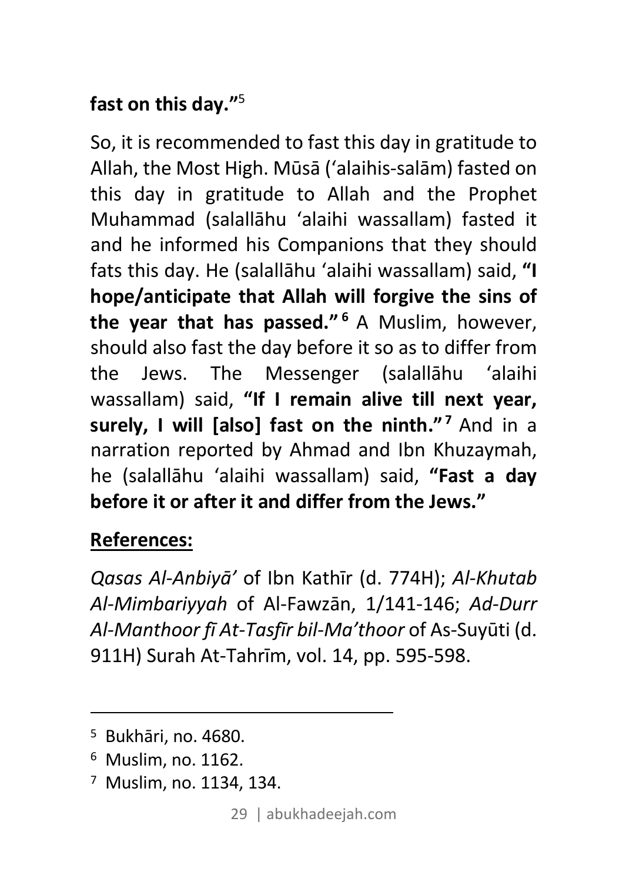**fast on this day."**[5]

So, it is recommended to fast this day in gratitude to Allah, the Most High. Mūsā ('alaihis-salām) fasted on this day in gratitude to Allah and the Prophet Muhammad (salallāhu 'alaihi wassallam) fasted it and he informed his Companions that they should fats this day. He (salallāhu 'alaihi wassallam) said, **"I hope/anticipate that Allah will forgive the sins of the year that has passed."**[6] A Muslim, however, should also fast the day before it so as to differ from the Jews. The Messenger (salallāhu 'alaihi wassallam) said, **"If I remain alive till next year, surely, I will [also] fast on the ninth."**[7] And in a narration reported by Ahmad and Ibn Khuzaymah, he (salallāhu 'alaihi wassallam) said, **"Fast a day before it or after it and differ from the Jews."**

**References:**

*Qasas Al-Anbiyā'* of Ibn Kathīr (d. 774H); *Al-Khutab Al-Mimbariyyah* of Al-Fawzān, 1/141-146; *Ad-Durr Al-Manthoor fī At-Tasfīr bil-Ma'thoor* of As-Suyūti (d. 911H) Surah At-Tahrīm, vol. 14, pp. 595-598.

---

[5] Bukhāri, no. 4680.

[6] Muslim, no. 1162.

[7] Muslim, no. 1134, 134.